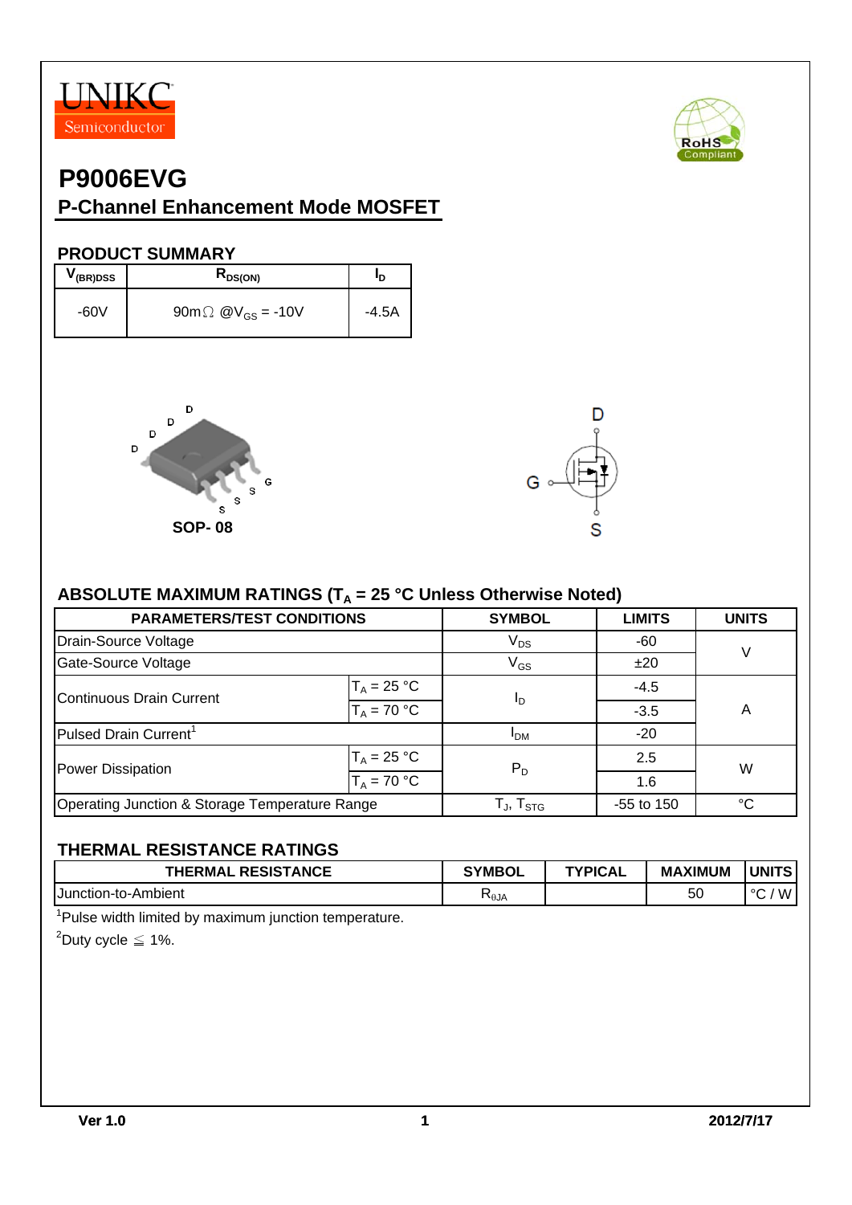UNIKC Semiconductor

# P9006EVG

## P-Channel Enhancement Mode MOSFET

### PRODUCT SUMMARY

| $V_{(BR)DSS}$ | $R_{DS(ON)}$ | $I_D$ |
|---|---|---|
| -60V | 90mΩ @$V_{GS}$ = -10V | -4.5A |

D D D D G S S S

SOP- 08

D G S

### ABSOLUTE MAXIMUM RATINGS ($T_A$ = 25 °C Unless Otherwise Noted)

| PARAMETERS/TEST CONDITIONS | | SYMBOL | LIMITS | UNITS |
|---|---|---|---|---|
| Drain-Source Voltage | | $V_{DS}$ | -60 | V |
| Gate-Source Voltage | | $V_{GS}$ | ±20 | |
| Continuous Drain Current | $T_A$ = 25 °C | $I_D$ | -4.5 | A |
| | $T_A$ = 70 °C | | -3.5 | |
| Pulsed Drain Current[1] | | $I_{DM}$ | -20 | |
| Power Dissipation | $T_A$ = 25 °C | $P_D$ | 2.5 | W |
| | $T_A$ = 70 °C | | 1.6 | |
| Operating Junction & Storage Temperature Range | | $T_J$, $T_{STG}$ | -55 to 150 | °C |

### THERMAL RESISTANCE RATINGS

| THERMAL RESISTANCE | SYMBOL | TYPICAL | MAXIMUM | UNITS |
|---|---|---|---|---|
| Junction-to-Ambient | $R_{\theta JA}$ | | 50 | °C / W |

[1]Pulse width limited by maximum junction temperature.

[2]Duty cycle ≦ 1%.

Ver 1.0 2012/7/17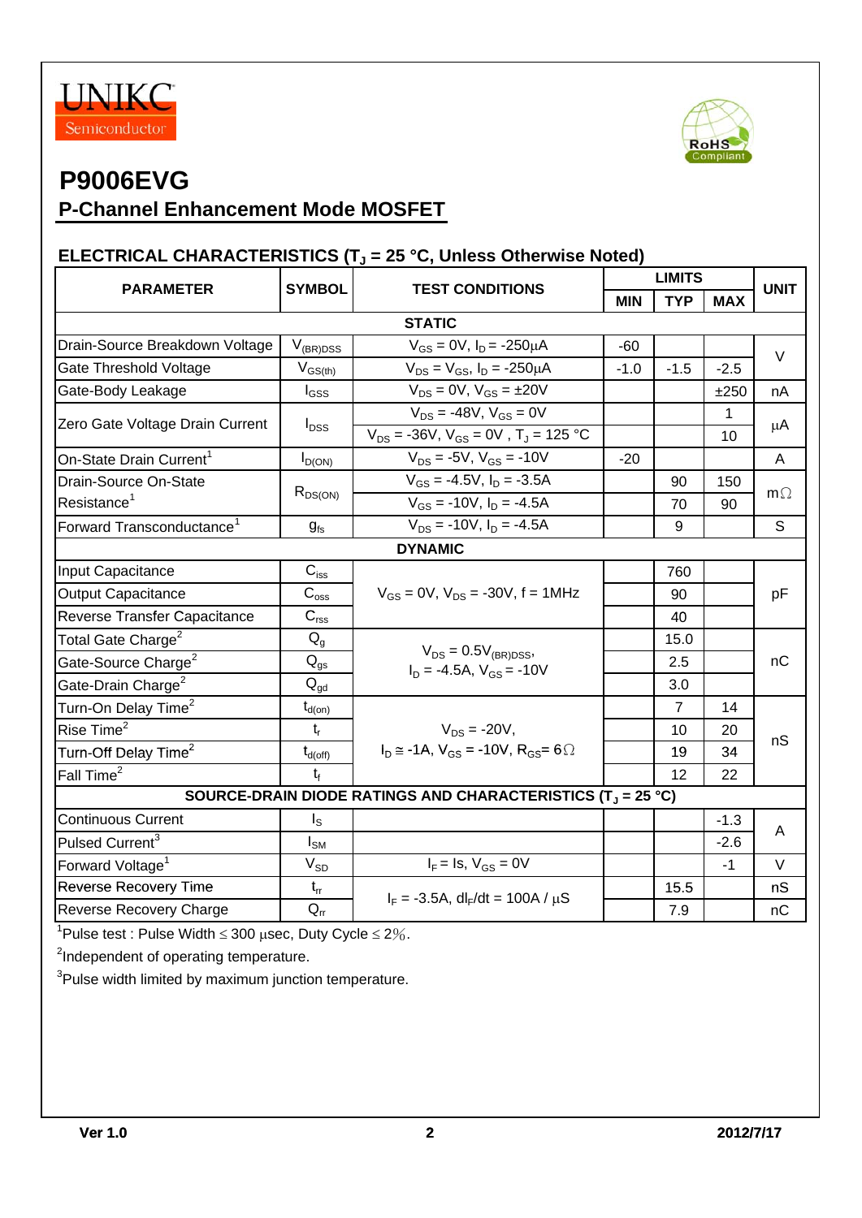UNIKC Semiconductor

# P9006EVG

## P-Channel Enhancement Mode MOSFET

### ELECTRICAL CHARACTERISTICS ($T_J$ = 25 °C, Unless Otherwise Noted)

| PARAMETER | SYMBOL | TEST CONDITIONS | LIMITS | | | UNIT |
|---|---|---|---|---|---|---|
| | | | MIN | TYP | MAX | |
| **STATIC** | | | | | | |
| Drain-Source Breakdown Voltage | $V_{(BR)DSS}$ | $V_{GS}$ = 0V, $I_D$ = -250μA | -60 | | | V |
| Gate Threshold Voltage | $V_{GS(th)}$ | $V_{DS}$ = $V_{GS}$, $I_D$ = -250μA | -1.0 | -1.5 | -2.5 | V |
| Gate-Body Leakage | $I_{GSS}$ | $V_{DS}$ = 0V, $V_{GS}$ = ±20V | | | ±250 | nA |
| Zero Gate Voltage Drain Current | $I_{DSS}$ | $V_{DS}$ = -48V, $V_{GS}$ = 0V | | | 1 | μA |
| | | $V_{DS}$ = -36V, $V_{GS}$ = 0V , $T_J$ = 125 °C | | | 10 | |
| On-State Drain Current[1] | $I_{D(ON)}$ | $V_{DS}$ = -5V, $V_{GS}$ = -10V | -20 | | | A |
| Drain-Source On-State Resistance[1] | $R_{DS(ON)}$ | $V_{GS}$ = -4.5V, $I_D$ = -3.5A | | 90 | 150 | mΩ |
| | | $V_{GS}$ = -10V, $I_D$ = -4.5A | | 70 | 90 | |
| Forward Transconductance[1] | $g_{fs}$ | $V_{DS}$ = -10V, $I_D$ = -4.5A | | 9 | | S |
| **DYNAMIC** | | | | | | |
| Input Capacitance | $C_{iss}$ | $V_{GS}$ = 0V, $V_{DS}$ = -30V, f = 1MHz | | 760 | | pF |
| Output Capacitance | $C_{oss}$ | | | 90 | | |
| Reverse Transfer Capacitance | $C_{rss}$ | | | 40 | | |
| Total Gate Charge[2] | $Q_g$ | $V_{DS}$ = 0.5$V_{(BR)DSS}$, $I_D$ = -4.5A, $V_{GS}$ = -10V | | 15.0 | | nC |
| Gate-Source Charge[2] | $Q_{gs}$ | | | 2.5 | | |
| Gate-Drain Charge[2] | $Q_{gd}$ | | | 3.0 | | |
| Turn-On Delay Time[2] | $t_{d(on)}$ | $V_{DS}$ = -20V, $I_D$ ≅ -1A, $V_{GS}$ = -10V, $R_{GS}$= 6Ω | | 7 | 14 | nS |
| Rise Time[2] | $t_r$ | | | 10 | 20 | |
| Turn-Off Delay Time[2] | $t_{d(off)}$ | | | 19 | 34 | |
| Fall Time[2] | $t_f$ | | | 12 | 22 | |
| **SOURCE-DRAIN DIODE RATINGS AND CHARACTERISTICS ($T_J$ = 25 °C)** | | | | | | |
| Continuous Current | $I_S$ | | | | -1.3 | A |
| Pulsed Current[3] | $I_{SM}$ | | | | -2.6 | |
| Forward Voltage[1] | $V_{SD}$ | $I_F$ = Is, $V_{GS}$ = 0V | | | -1 | V |
| Reverse Recovery Time | $t_{rr}$ | $I_F$ = -3.5A, $dI_F/dt$ = 100A / μS | | 15.5 | | nS |
| Reverse Recovery Charge | $Q_{rr}$ | | | 7.9 | | nC |

[1]Pulse test : Pulse Width ≤ 300 μsec, Duty Cycle ≤ 2%.

[2]Independent of operating temperature.

[3]Pulse width limited by maximum junction temperature.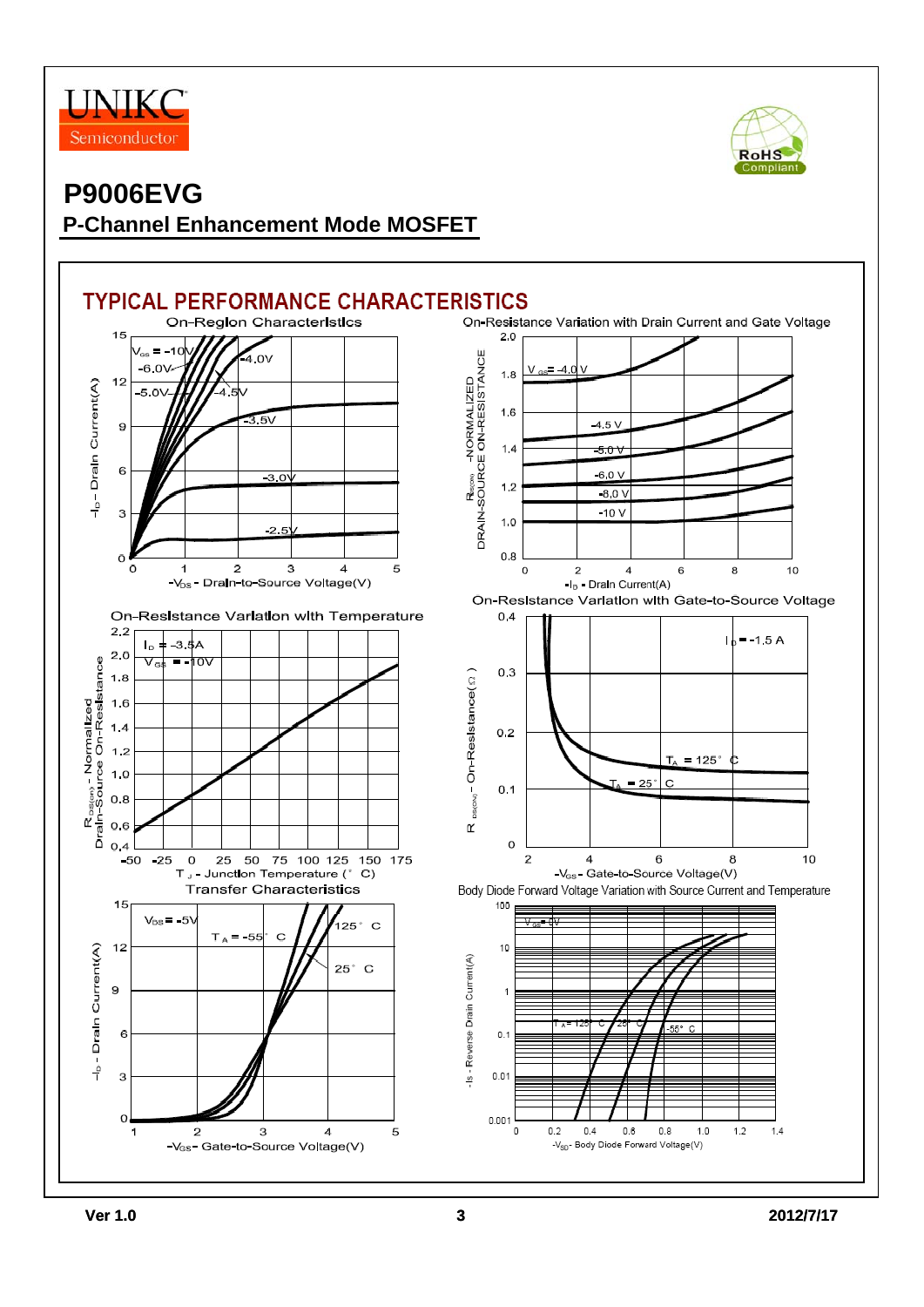# P9006EVG

## P-Channel Enhancement Mode MOSFET

## TYPICAL PERFORMANCE CHARACTERISTICS

**On-Region Characteristics**

$V_{GS}$ = -10V, -6.0V, -5.0V, -4.0V, -4.5V, -3.5V, -3.0V, -2.5V

$-I_D$ - Drain Current(A): 0, 3, 6, 9, 12, 15

$-V_{DS}$ - Drain-to-Source Voltage(V): 0, 1, 2, 3, 4, 5

**On-Resistance Variation with Drain Current and Gate Voltage**

$V_{GS}$ = -4.0 V, -4.5 V, -5.0 V, -6.0 V, -8.0 V, -10 V

$R_{DS(ON)}$ - NORMALIZED DRAIN-SOURCE ON-RESISTANCE: 0.8, 1.0, 1.2, 1.4, 1.6, 1.8, 2.0

$-I_D$ - Drain Current(A): 0, 2, 4, 6, 8, 10

**On-Resistance Variation with Temperature**

$I_D$ = -3.5A
$V_{GS}$ = -10V

$R_{DS(on)}$ - Normalized Drain-Source On-Resistance: 0.4, 0.6, 0.8, 1.0, 1.2, 1.4, 1.6, 1.8, 2.0, 2.2

$T_J$ - Junction Temperature (° C): -50, -25, 0, 25, 50, 75, 100, 125, 150, 175

**On-Resistance Variation with Gate-to-Source Voltage**

$I_D$ = -1.5 A
$T_A$ = 125° C
$T_A$ = 25° C

$R_{DS(ON)}$ - On-Resistance(Ω): 0, 0.1, 0.2, 0.3, 0.4

$-V_{GS}$ - Gate-to-Source Voltage(V): 2, 4, 6, 8, 10

**Transfer Characteristics**

$V_{DS}$ = -5V
$T_A$ = -55° C
125° C
25° C

$-I_D$ - Drain Current(A): 0, 3, 6, 9, 12, 15

$-V_{GS}$ - Gate-to-Source Voltage(V): 1, 2, 3, 4, 5

**Body Diode Forward Voltage Variation with Source Current and Temperature**

$V_{GS}$ = 0V
$T_A$ = 125° C
25° C
-55° C

-Is - Reverse Drain Current(A): 0.001, 0.01, 0.1, 1, 10, 100

$-V_{SD}$ - Body Diode Forward Voltage(V): 0, 0.2, 0.4, 0.6, 0.8, 1.0, 1.2, 1.4

Ver 1.0 | 2012/7/17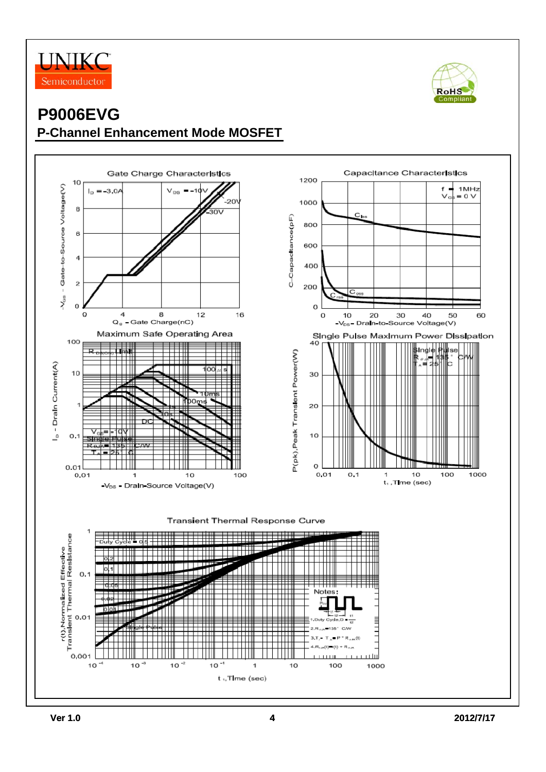# P9006EVG

## P-Channel Enhancement Mode MOSFET

**Gate Charge Characteristics**

$I_D$ = -3.0A

$V_{DS}$ = -10V

-20V

-30V

$-V_{GS}$ - Gate-to-Source Voltage(V)

10
8
6
4
2
0

0 4 8 12 16

$Q_g$ - Gate Charge(nC)

**Capacitance Characteristics**

f = 1MHz

$V_{GS}$ = 0 V

$C_{iss}$

$C_{oss}$

$C_{rss}$

C-Capacitance(pF)

1200
1000
800
600
400
200
0

0 10 20 30 40 50 60

$-V_{DS}$ - Drain-to-Source Voltage(V)

**Maximum Safe Operating Area**

$R_{DS(ON)}$ Limit

100 μs

10ms

100ms

1s

10s

DC

$V_{GS}$ = -10V

Single Pulse

$R_{\theta JA}$ = 135 °C/W

$T_A$ = 25 °C

$I_D$ - Drain Current(A)

100
10
1
0.1
0.01

0.01 1 10 100

$-V_{DS}$ - Drain-Source Voltage(V)

**Single Pulse Maximum Power Dissipation**

Single Pulse

$R_{\theta JA}$ = 135 °C/W

$T_A$ = 25 °C

P(pk),Peak Transient Power(W)

40
30
20
10
0

0.01 0.1 1 10 100 1000

$t_1$ ,Time (sec)

**Transient Thermal Response Curve**

Duty Cycle = 0.5

0.2

0.1

0.05

0.02

0.01

Single Pulse

Notes:

1.Duty Cycle,D = $\frac{t_1}{t_2}$

2.$R_{\theta JA}$=135° C/W

3.$T_J$ - $T_A$ = P * $R_{\theta JA}$(t)

4.$R_{\theta JA}$(t) = r(t) + $R_{\theta JA}$

r(t),Normalized Effective Transient Thermal Resistance

1
0.1
0.01
0.001

$10^{-4}$ $10^{-3}$ $10^{-2}$ $10^{-1}$ 1 10 100 1000

$t_1$ ,Time (sec)

Ver 1.0 | 2012/7/17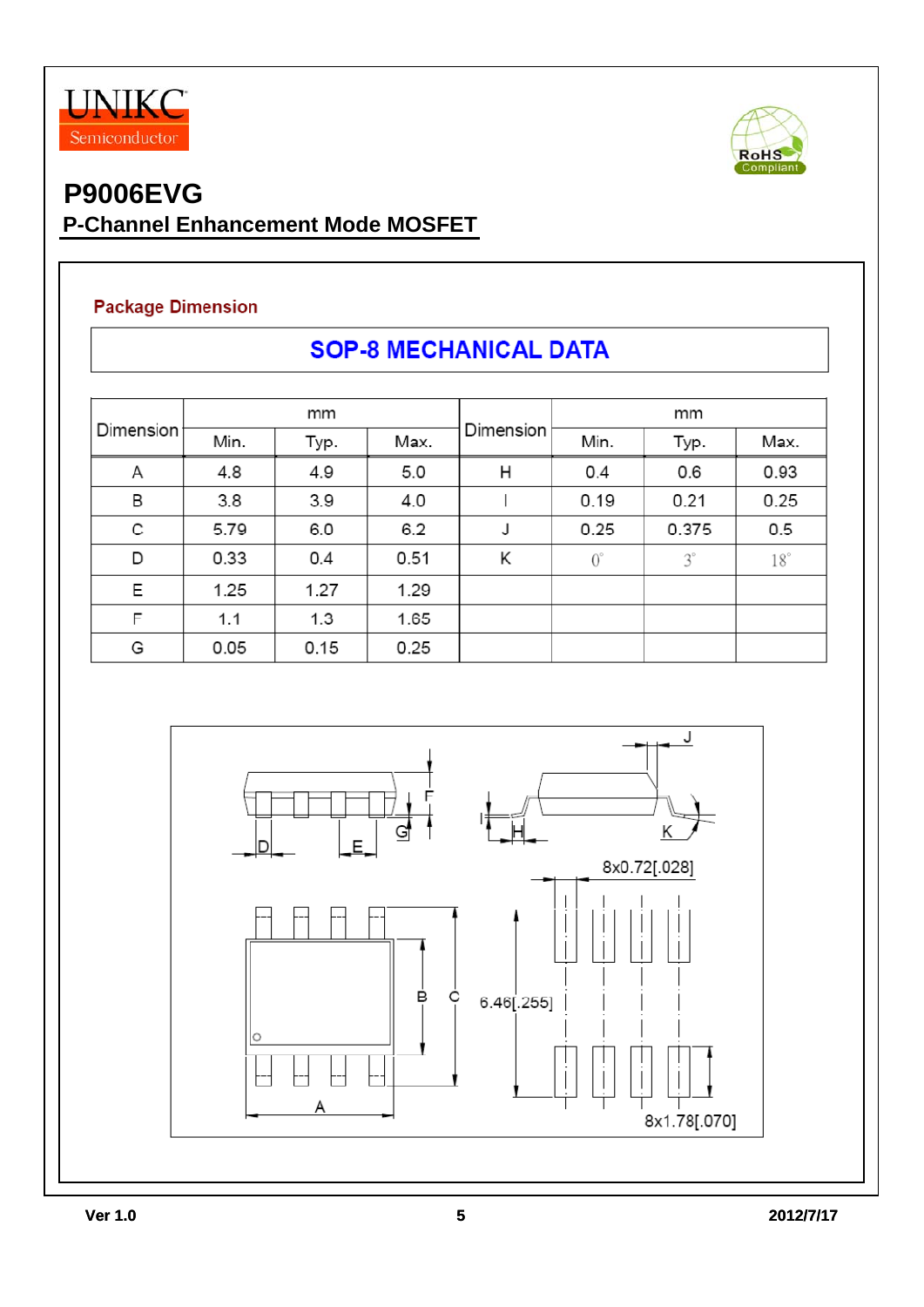UNIKC Semiconductor

# P9006EVG

## P-Channel Enhancement Mode MOSFET

### Package Dimension

## SOP-8 MECHANICAL DATA

| Dimension | mm | | | Dimension | mm | | |
|---|---|---|---|---|---|---|---|
| | Min. | Typ. | Max. | | Min. | Typ. | Max. |
| A | 4.8 | 4.9 | 5.0 | H | 0.4 | 0.6 | 0.93 |
| B | 3.8 | 3.9 | 4.0 | I | 0.19 | 0.21 | 0.25 |
| C | 5.79 | 6.0 | 6.2 | J | 0.25 | 0.375 | 0.5 |
| D | 0.33 | 0.4 | 0.51 | K | 0° | 3° | 18° |
| E | 1.25 | 1.27 | 1.29 | | | | |
| F | 1.1 | 1.3 | 1.65 | | | | |
| G | 0.05 | 0.15 | 0.25 | | | | |

J
F
I
D
E
G
H
K
8x0.72[.028]
B
C
6.46[.255]
A
8x1.78[.070]

Ver 1.0 2012/7/17